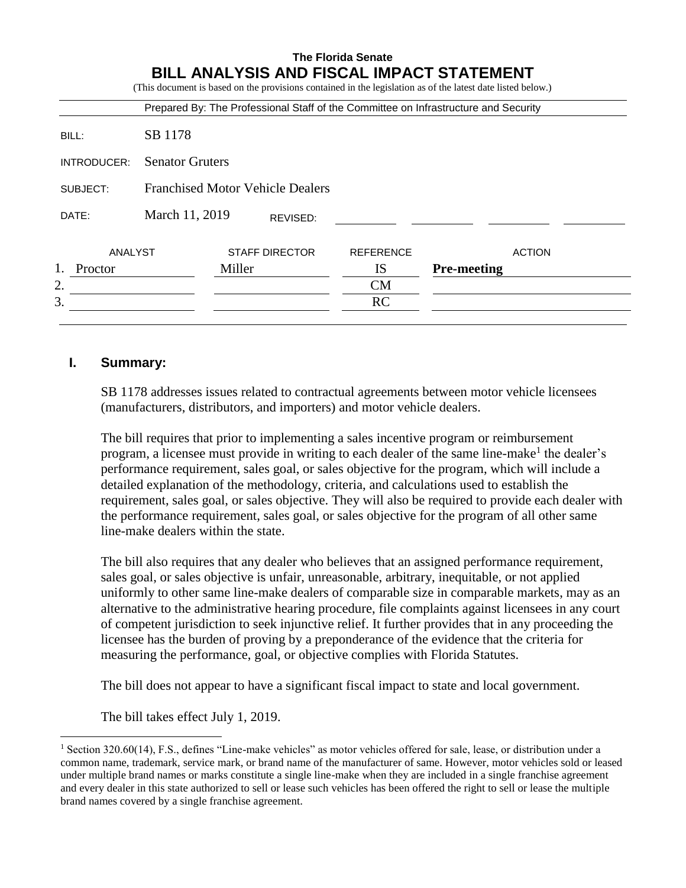# The Florida Senate
# BILL ANALYSIS AND FISCAL IMPACT STATEMENT

(This document is based on the provisions contained in the legislation as of the latest date listed below.)

Prepared By: The Professional Staff of the Committee on Infrastructure and Security

| | |
|---|---|
| BILL: | SB 1178 |
| INTRODUCER: | Senator Gruters |
| SUBJECT: | Franchised Motor Vehicle Dealers |
| DATE: | March 11, 2019 REVISED: |

| | ANALYST | STAFF DIRECTOR | REFERENCE | ACTION |
|---|---|---|---|---|
| 1. | Proctor | Miller | IS | **Pre-meeting** |
| 2. | | | CM | |
| 3. | | | RC | |

## I. Summary:

SB 1178 addresses issues related to contractual agreements between motor vehicle licensees (manufacturers, distributors, and importers) and motor vehicle dealers.

The bill requires that prior to implementing a sales incentive program or reimbursement program, a licensee must provide in writing to each dealer of the same line-make[1] the dealer's performance requirement, sales goal, or sales objective for the program, which will include a detailed explanation of the methodology, criteria, and calculations used to establish the requirement, sales goal, or sales objective. They will also be required to provide each dealer with the performance requirement, sales goal, or sales objective for the program of all other same line-make dealers within the state.

The bill also requires that any dealer who believes that an assigned performance requirement, sales goal, or sales objective is unfair, unreasonable, arbitrary, inequitable, or not applied uniformly to other same line-make dealers of comparable size in comparable markets, may as an alternative to the administrative hearing procedure, file complaints against licensees in any court of competent jurisdiction to seek injunctive relief. It further provides that in any proceeding the licensee has the burden of proving by a preponderance of the evidence that the criteria for measuring the performance, goal, or objective complies with Florida Statutes.

The bill does not appear to have a significant fiscal impact to state and local government.

The bill takes effect July 1, 2019.

---

[1] Section 320.60(14), F.S., defines "Line-make vehicles" as motor vehicles offered for sale, lease, or distribution under a common name, trademark, service mark, or brand name of the manufacturer of same. However, motor vehicles sold or leased under multiple brand names or marks constitute a single line-make when they are included in a single franchise agreement and every dealer in this state authorized to sell or lease such vehicles has been offered the right to sell or lease the multiple brand names covered by a single franchise agreement.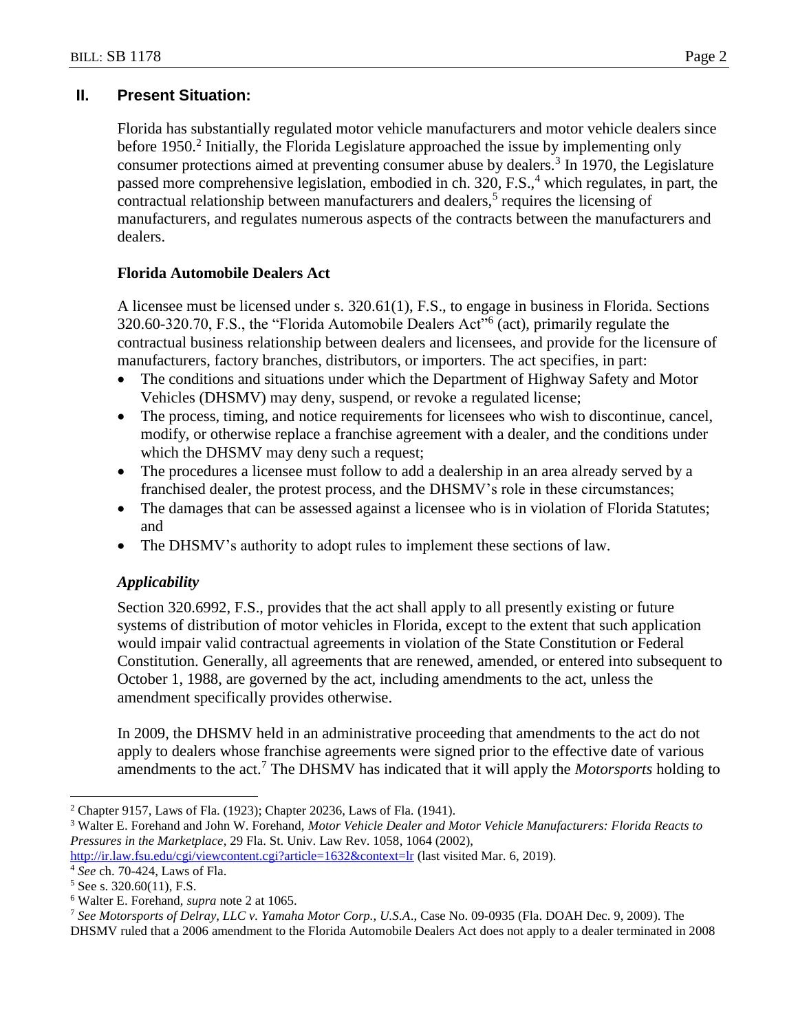## II. Present Situation:

Florida has substantially regulated motor vehicle manufacturers and motor vehicle dealers since before 1950.[2] Initially, the Florida Legislature approached the issue by implementing only consumer protections aimed at preventing consumer abuse by dealers.[3] In 1970, the Legislature passed more comprehensive legislation, embodied in ch. 320, F.S.,[4] which regulates, in part, the contractual relationship between manufacturers and dealers,[5] requires the licensing of manufacturers, and regulates numerous aspects of the contracts between the manufacturers and dealers.

### Florida Automobile Dealers Act

A licensee must be licensed under s. 320.61(1), F.S., to engage in business in Florida. Sections 320.60-320.70, F.S., the "Florida Automobile Dealers Act"[6] (act), primarily regulate the contractual business relationship between dealers and licensees, and provide for the licensure of manufacturers, factory branches, distributors, or importers. The act specifies, in part:

- The conditions and situations under which the Department of Highway Safety and Motor Vehicles (DHSMV) may deny, suspend, or revoke a regulated license;
- The process, timing, and notice requirements for licensees who wish to discontinue, cancel, modify, or otherwise replace a franchise agreement with a dealer, and the conditions under which the DHSMV may deny such a request;
- The procedures a licensee must follow to add a dealership in an area already served by a franchised dealer, the protest process, and the DHSMV's role in these circumstances;
- The damages that can be assessed against a licensee who is in violation of Florida Statutes; and
- The DHSMV's authority to adopt rules to implement these sections of law.

#### *Applicability*

Section 320.6992, F.S., provides that the act shall apply to all presently existing or future systems of distribution of motor vehicles in Florida, except to the extent that such application would impair valid contractual agreements in violation of the State Constitution or Federal Constitution. Generally, all agreements that are renewed, amended, or entered into subsequent to October 1, 1988, are governed by the act, including amendments to the act, unless the amendment specifically provides otherwise.

In 2009, the DHSMV held in an administrative proceeding that amendments to the act do not apply to dealers whose franchise agreements were signed prior to the effective date of various amendments to the act.[7] The DHSMV has indicated that it will apply the *Motorsports* holding to

---

[2] Chapter 9157, Laws of Fla. (1923); Chapter 20236, Laws of Fla. (1941).

[3] Walter E. Forehand and John W. Forehand, *Motor Vehicle Dealer and Motor Vehicle Manufacturers: Florida Reacts to Pressures in the Marketplace*, 29 Fla. St. Univ. Law Rev. 1058, 1064 (2002), http://ir.law.fsu.edu/cgi/viewcontent.cgi?article=1632&context=lr (last visited Mar. 6, 2019).

[4] *See* ch. 70-424, Laws of Fla.

[5] See s. 320.60(11), F.S.

[6] Walter E. Forehand, *supra* note 2 at 1065.

[7] *See Motorsports of Delray, LLC v. Yamaha Motor Corp., U.S.A.*, Case No. 09-0935 (Fla. DOAH Dec. 9, 2009). The DHSMV ruled that a 2006 amendment to the Florida Automobile Dealers Act does not apply to a dealer terminated in 2008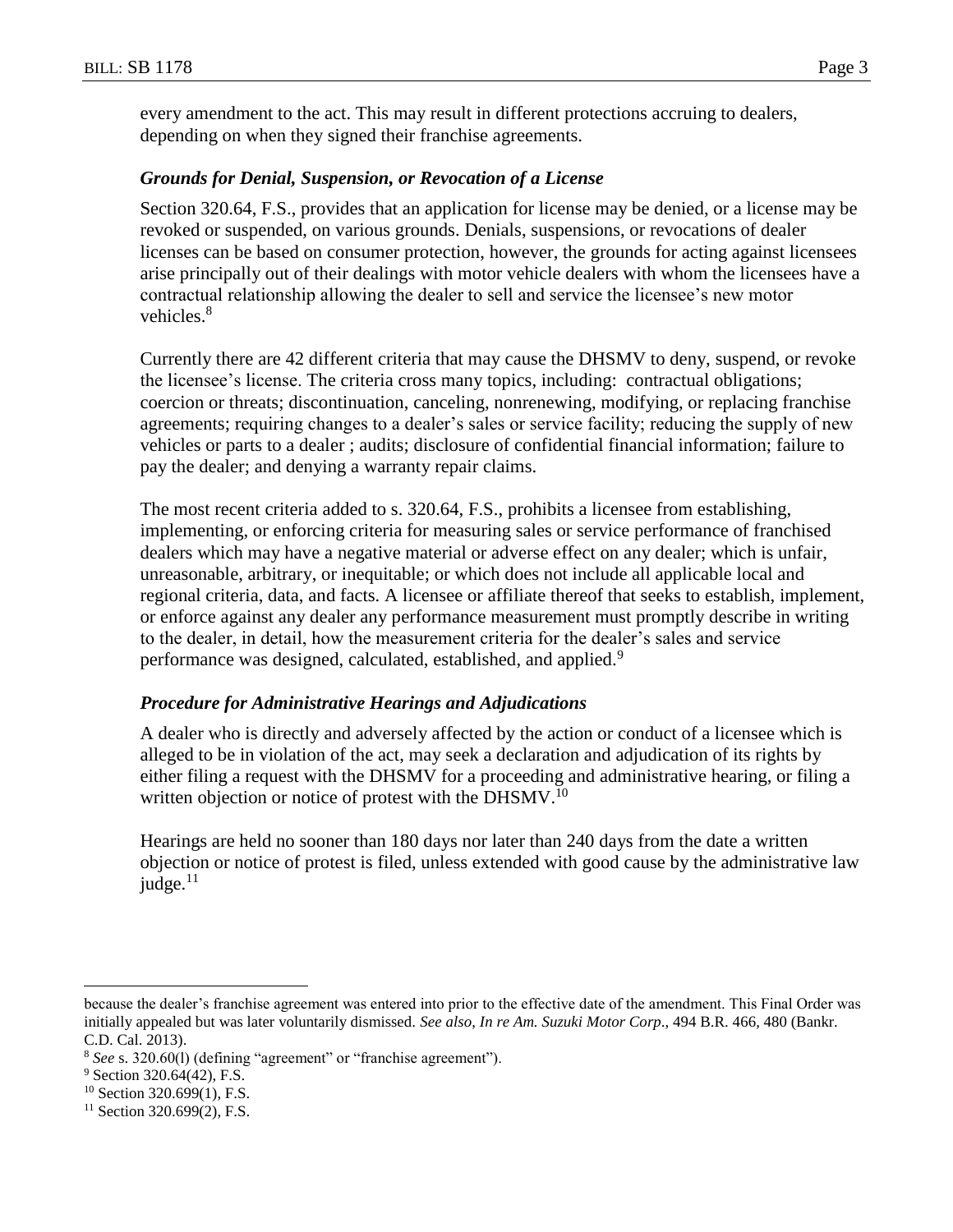every amendment to the act. This may result in different protections accruing to dealers, depending on when they signed their franchise agreements.

### *Grounds for Denial, Suspension, or Revocation of a License*

Section 320.64, F.S., provides that an application for license may be denied, or a license may be revoked or suspended, on various grounds. Denials, suspensions, or revocations of dealer licenses can be based on consumer protection, however, the grounds for acting against licensees arise principally out of their dealings with motor vehicle dealers with whom the licensees have a contractual relationship allowing the dealer to sell and service the licensee's new motor vehicles.[8]

Currently there are 42 different criteria that may cause the DHSMV to deny, suspend, or revoke the licensee's license. The criteria cross many topics, including: contractual obligations; coercion or threats; discontinuation, canceling, nonrenewing, modifying, or replacing franchise agreements; requiring changes to a dealer's sales or service facility; reducing the supply of new vehicles or parts to a dealer ; audits; disclosure of confidential financial information; failure to pay the dealer; and denying a warranty repair claims.

The most recent criteria added to s. 320.64, F.S., prohibits a licensee from establishing, implementing, or enforcing criteria for measuring sales or service performance of franchised dealers which may have a negative material or adverse effect on any dealer; which is unfair, unreasonable, arbitrary, or inequitable; or which does not include all applicable local and regional criteria, data, and facts. A licensee or affiliate thereof that seeks to establish, implement, or enforce against any dealer any performance measurement must promptly describe in writing to the dealer, in detail, how the measurement criteria for the dealer's sales and service performance was designed, calculated, established, and applied.[9]

### *Procedure for Administrative Hearings and Adjudications*

A dealer who is directly and adversely affected by the action or conduct of a licensee which is alleged to be in violation of the act, may seek a declaration and adjudication of its rights by either filing a request with the DHSMV for a proceeding and administrative hearing, or filing a written objection or notice of protest with the DHSMV.[10]

Hearings are held no sooner than 180 days nor later than 240 days from the date a written objection or notice of protest is filed, unless extended with good cause by the administrative law judge.[11]

---

because the dealer's franchise agreement was entered into prior to the effective date of the amendment. This Final Order was initially appealed but was later voluntarily dismissed. *See also, In re Am. Suzuki Motor Corp*., 494 B.R. 466, 480 (Bankr. C.D. Cal. 2013).

[8] *See* s. 320.60(l) (defining "agreement" or "franchise agreement").

[9] Section 320.64(42), F.S.

[10] Section 320.699(1), F.S.

[11] Section 320.699(2), F.S.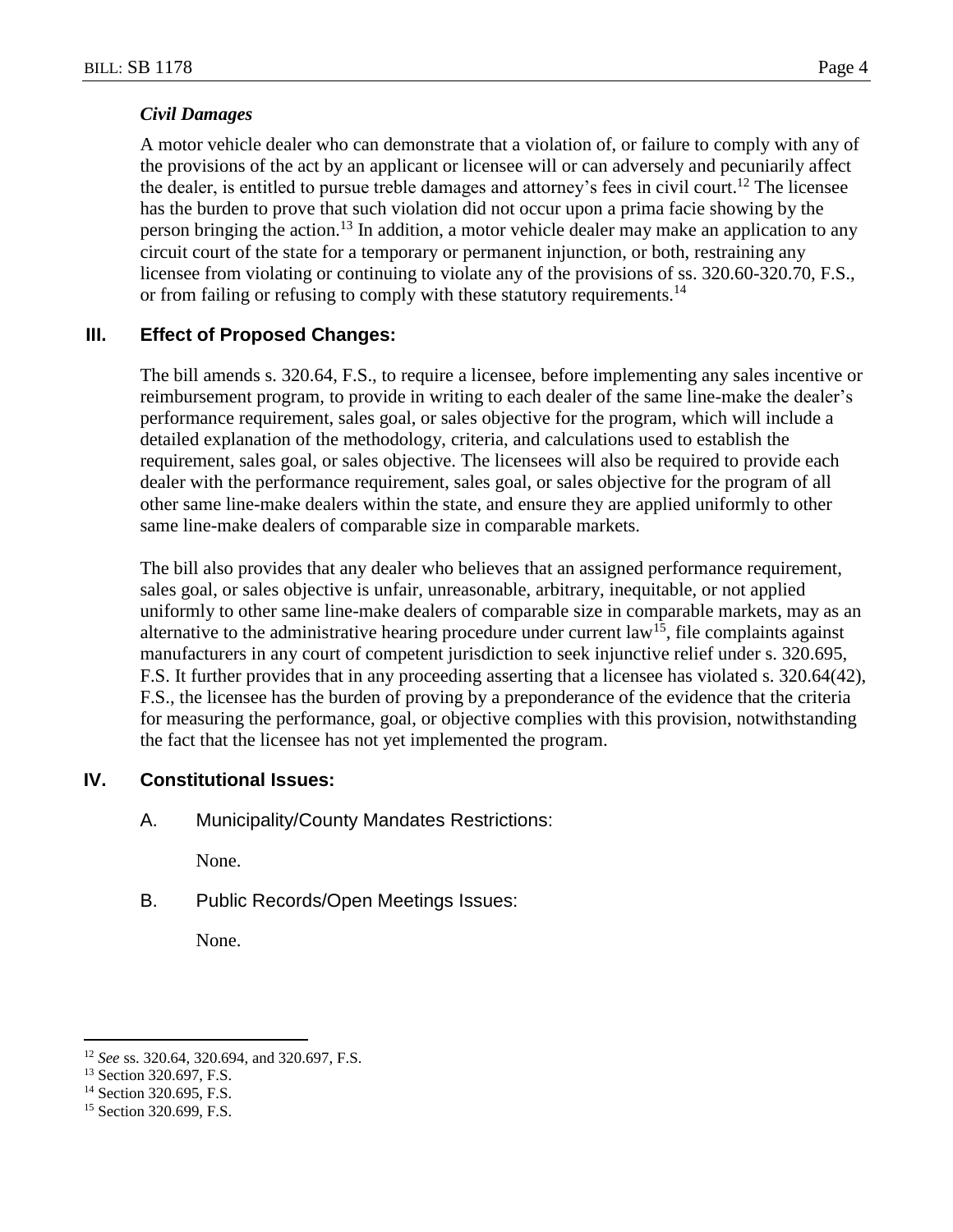### *Civil Damages*

A motor vehicle dealer who can demonstrate that a violation of, or failure to comply with any of the provisions of the act by an applicant or licensee will or can adversely and pecuniarily affect the dealer, is entitled to pursue treble damages and attorney's fees in civil court.[12] The licensee has the burden to prove that such violation did not occur upon a prima facie showing by the person bringing the action.[13] In addition, a motor vehicle dealer may make an application to any circuit court of the state for a temporary or permanent injunction, or both, restraining any licensee from violating or continuing to violate any of the provisions of ss. 320.60-320.70, F.S., or from failing or refusing to comply with these statutory requirements.[14]

## III. Effect of Proposed Changes:

The bill amends s. 320.64, F.S., to require a licensee, before implementing any sales incentive or reimbursement program, to provide in writing to each dealer of the same line-make the dealer's performance requirement, sales goal, or sales objective for the program, which will include a detailed explanation of the methodology, criteria, and calculations used to establish the requirement, sales goal, or sales objective. The licensees will also be required to provide each dealer with the performance requirement, sales goal, or sales objective for the program of all other same line-make dealers within the state, and ensure they are applied uniformly to other same line-make dealers of comparable size in comparable markets.

The bill also provides that any dealer who believes that an assigned performance requirement, sales goal, or sales objective is unfair, unreasonable, arbitrary, inequitable, or not applied uniformly to other same line-make dealers of comparable size in comparable markets, may as an alternative to the administrative hearing procedure under current law[15], file complaints against manufacturers in any court of competent jurisdiction to seek injunctive relief under s. 320.695, F.S. It further provides that in any proceeding asserting that a licensee has violated s. 320.64(42), F.S., the licensee has the burden of proving by a preponderance of the evidence that the criteria for measuring the performance, goal, or objective complies with this provision, notwithstanding the fact that the licensee has not yet implemented the program.

## IV. Constitutional Issues:

A. Municipality/County Mandates Restrictions:

None.

B. Public Records/Open Meetings Issues:

None.

---

[12] *See* ss. 320.64, 320.694, and 320.697, F.S.
[13] Section 320.697, F.S.
[14] Section 320.695, F.S.
[15] Section 320.699, F.S.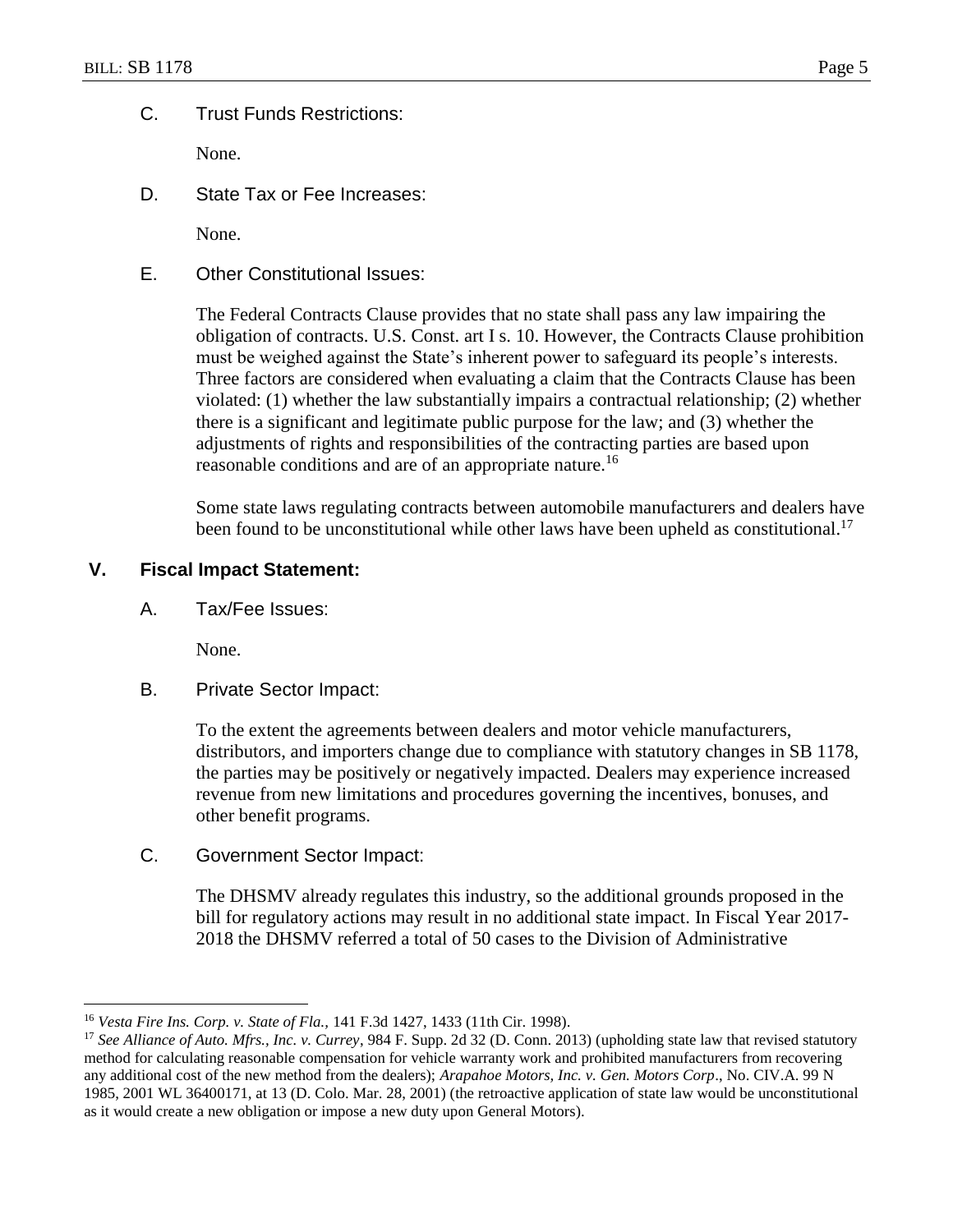C. Trust Funds Restrictions:

None.

D. State Tax or Fee Increases:

None.

E. Other Constitutional Issues:

The Federal Contracts Clause provides that no state shall pass any law impairing the obligation of contracts. U.S. Const. art I s. 10. However, the Contracts Clause prohibition must be weighed against the State's inherent power to safeguard its people's interests. Three factors are considered when evaluating a claim that the Contracts Clause has been violated: (1) whether the law substantially impairs a contractual relationship; (2) whether there is a significant and legitimate public purpose for the law; and (3) whether the adjustments of rights and responsibilities of the contracting parties are based upon reasonable conditions and are of an appropriate nature.[16]

Some state laws regulating contracts between automobile manufacturers and dealers have been found to be unconstitutional while other laws have been upheld as constitutional.[17]

## V. Fiscal Impact Statement:

A. Tax/Fee Issues:

None.

B. Private Sector Impact:

To the extent the agreements between dealers and motor vehicle manufacturers, distributors, and importers change due to compliance with statutory changes in SB 1178, the parties may be positively or negatively impacted. Dealers may experience increased revenue from new limitations and procedures governing the incentives, bonuses, and other benefit programs.

C. Government Sector Impact:

The DHSMV already regulates this industry, so the additional grounds proposed in the bill for regulatory actions may result in no additional state impact. In Fiscal Year 2017-2018 the DHSMV referred a total of 50 cases to the Division of Administrative

---

[16] *Vesta Fire Ins. Corp. v. State of Fla.*, 141 F.3d 1427, 1433 (11th Cir. 1998).

[17] *See Alliance of Auto. Mfrs., Inc. v. Currey*, 984 F. Supp. 2d 32 (D. Conn. 2013) (upholding state law that revised statutory method for calculating reasonable compensation for vehicle warranty work and prohibited manufacturers from recovering any additional cost of the new method from the dealers); *Arapahoe Motors, Inc. v. Gen. Motors Corp*., No. CIV.A. 99 N 1985, 2001 WL 36400171, at 13 (D. Colo. Mar. 28, 2001) (the retroactive application of state law would be unconstitutional as it would create a new obligation or impose a new duty upon General Motors).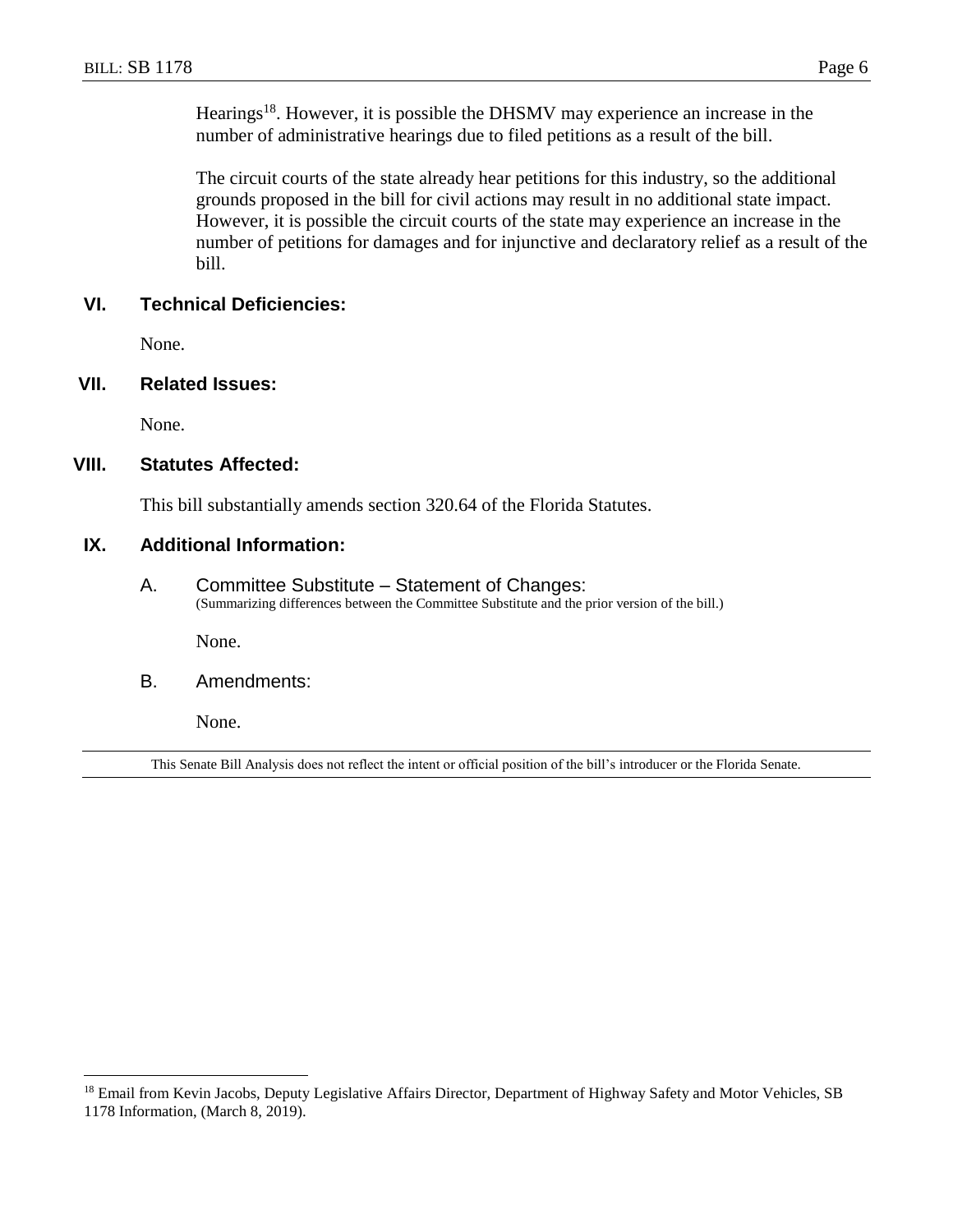Hearings[18]. However, it is possible the DHSMV may experience an increase in the number of administrative hearings due to filed petitions as a result of the bill.

The circuit courts of the state already hear petitions for this industry, so the additional grounds proposed in the bill for civil actions may result in no additional state impact. However, it is possible the circuit courts of the state may experience an increase in the number of petitions for damages and for injunctive and declaratory relief as a result of the bill.

## VI. Technical Deficiencies:

None.

## VII. Related Issues:

None.

## VIII. Statutes Affected:

This bill substantially amends section 320.64 of the Florida Statutes.

## IX. Additional Information:

### A. Committee Substitute – Statement of Changes:

(Summarizing differences between the Committee Substitute and the prior version of the bill.)

None.

### B. Amendments:

None.

This Senate Bill Analysis does not reflect the intent or official position of the bill's introducer or the Florida Senate.

---

[18] Email from Kevin Jacobs, Deputy Legislative Affairs Director, Department of Highway Safety and Motor Vehicles, SB 1178 Information, (March 8, 2019).